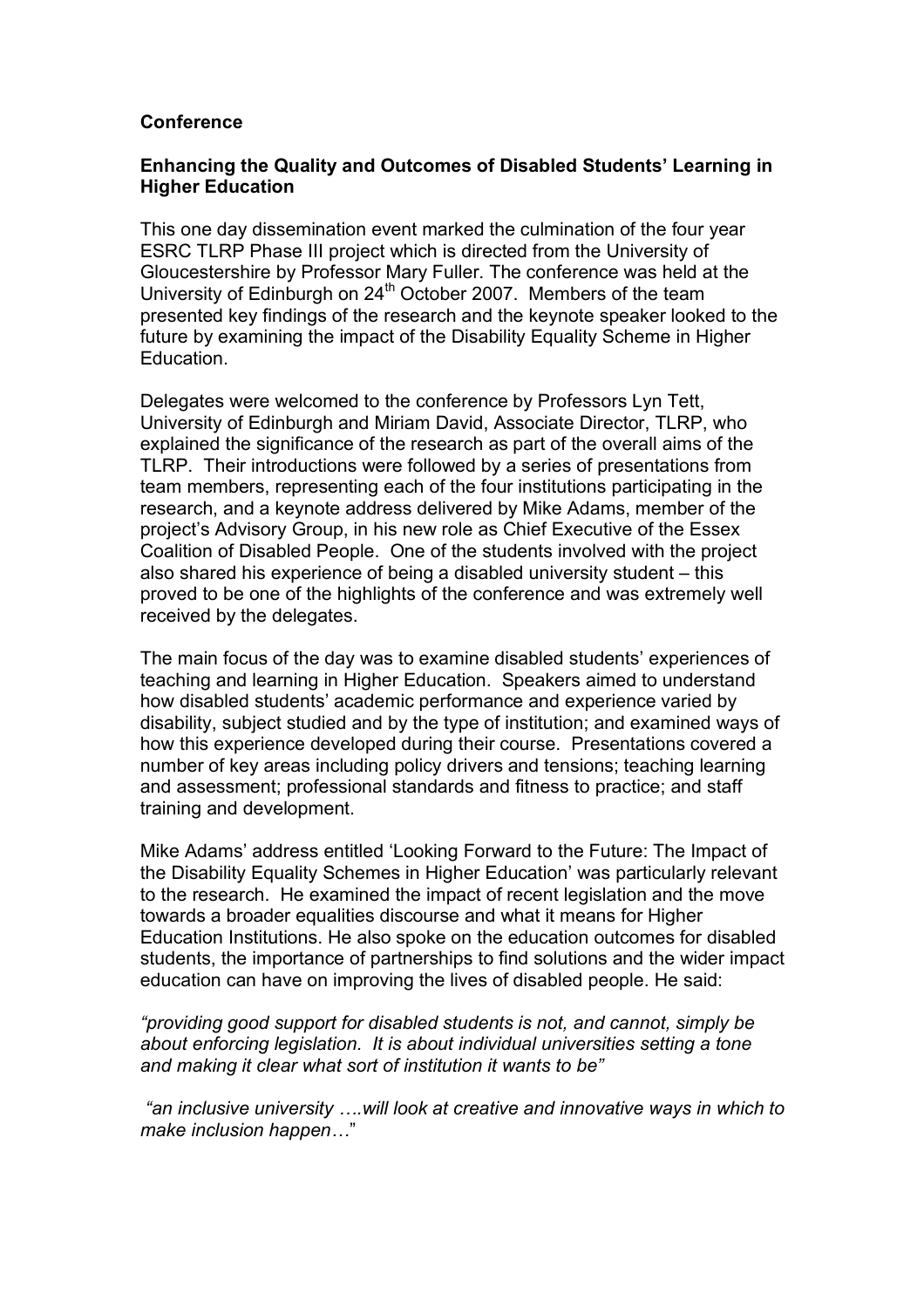**Conference**

**Enhancing the Quality and Outcomes of Disabled Students' Learning in Higher Education**

This one day dissemination event marked the culmination of the four year ESRC TLRP Phase III project which is directed from the University of Gloucestershire by Professor Mary Fuller. The conference was held at the University of Edinburgh on 24th October 2007. Members of the team presented key findings of the research and the keynote speaker looked to the future by examining the impact of the Disability Equality Scheme in Higher Education.

Delegates were welcomed to the conference by Professors Lyn Tett, University of Edinburgh and Miriam David, Associate Director, TLRP, who explained the significance of the research as part of the overall aims of the TLRP. Their introductions were followed by a series of presentations from team members, representing each of the four institutions participating in the research, and a keynote address delivered by Mike Adams, member of the project's Advisory Group, in his new role as Chief Executive of the Essex Coalition of Disabled People. One of the students involved with the project also shared his experience of being a disabled university student – this proved to be one of the highlights of the conference and was extremely well received by the delegates.

The main focus of the day was to examine disabled students' experiences of teaching and learning in Higher Education. Speakers aimed to understand how disabled students' academic performance and experience varied by disability, subject studied and by the type of institution; and examined ways of how this experience developed during their course. Presentations covered a number of key areas including policy drivers and tensions; teaching learning and assessment; professional standards and fitness to practice; and staff training and development.

Mike Adams' address entitled 'Looking Forward to the Future: The Impact of the Disability Equality Schemes in Higher Education' was particularly relevant to the research. He examined the impact of recent legislation and the move towards a broader equalities discourse and what it means for Higher Education Institutions. He also spoke on the education outcomes for disabled students, the importance of partnerships to find solutions and the wider impact education can have on improving the lives of disabled people. He said:

*"providing good support for disabled students is not, and cannot, simply be about enforcing legislation. It is about individual universities setting a tone and making it clear what sort of institution it wants to be"*

*"an inclusive university ….will look at creative and innovative ways in which to make inclusion happen…"*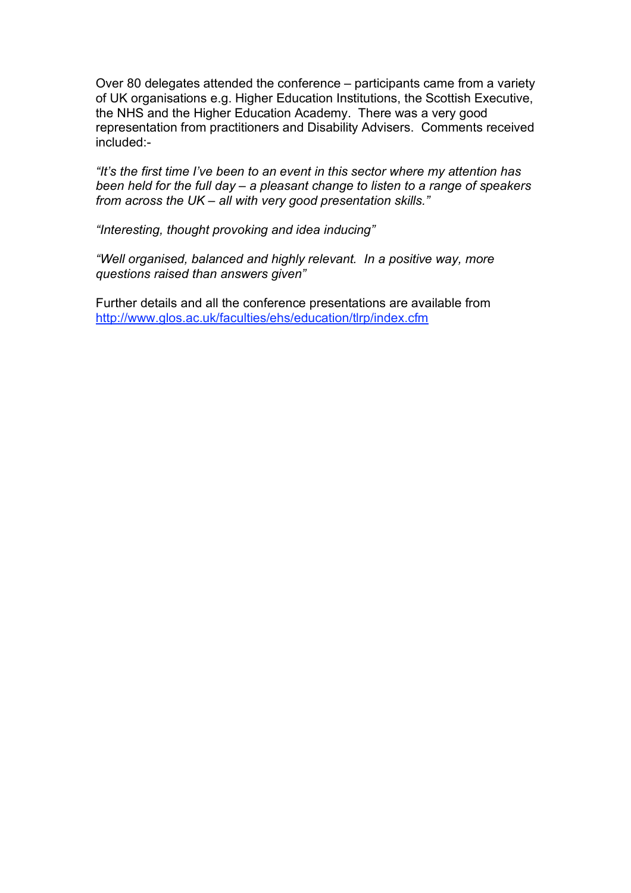Over 80 delegates attended the conference – participants came from a variety of UK organisations e.g. Higher Education Institutions, the Scottish Executive, the NHS and the Higher Education Academy. There was a very good representation from practitioners and Disability Advisers. Comments received included:-

*"It's the first time I've been to an event in this sector where my attention has been held for the full day – a pleasant change to listen to a range of speakers from across the UK – all with very good presentation skills."*

*"Interesting, thought provoking and idea inducing"*

*"Well organised, balanced and highly relevant. In a positive way, more questions raised than answers given"*

Further details and all the conference presentations are available from [http://www.glos.ac.uk/faculties/ehs/education/tlrp/index.cfm](http://www.glos.ac.uk/faculties/ehs/education/tlrp/index.cfm)